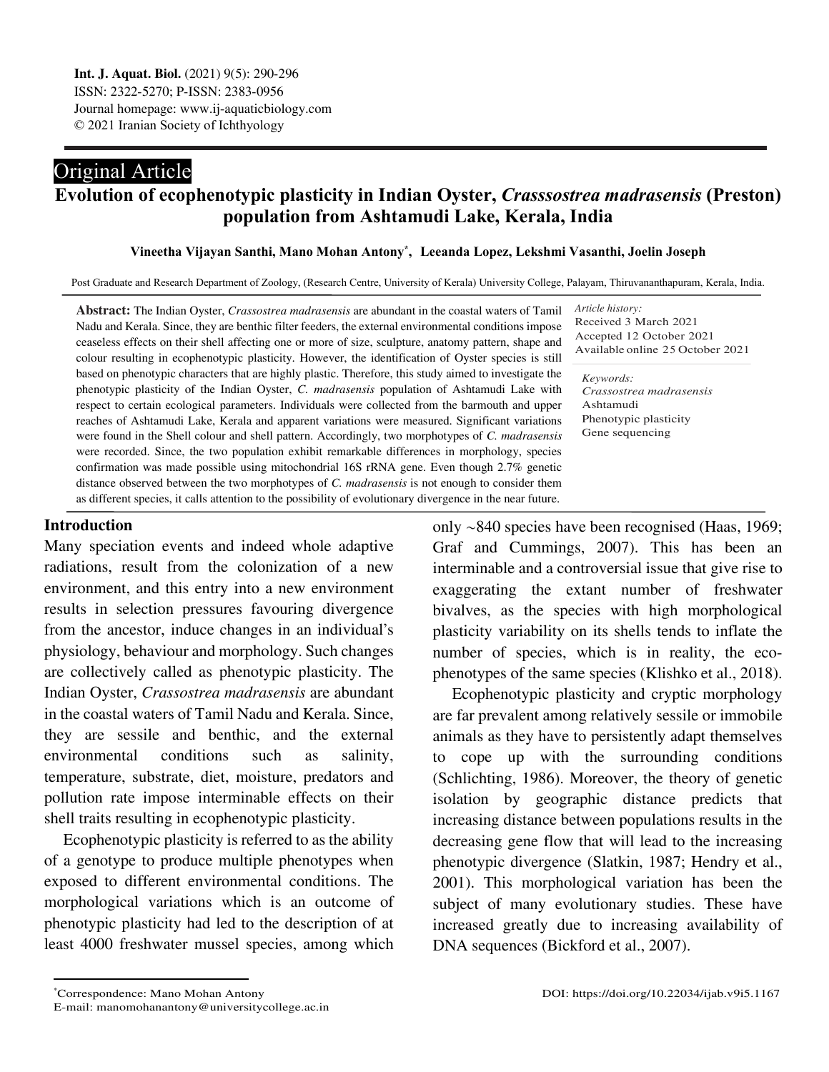Original Article

# Evolution of ecophenotypic plasticity in Indian Oyster, *Crasssostrea madrasensis* (Preston) population from Ashtamudi Lake, Kerala, India

**Vineetha Vijayan Santhi, Mano Mohan Antony*, Leeanda Lopez, Lekshmi Vasanthi, Joelin Joseph**

Post Graduate and Research Department of Zoology, (Research Centre, University of Kerala) University College, Palayam, Thiruvananthapuram, Kerala, India.

**Abstract:** The Indian Oyster, *Crassostrea madrasensis* are abundant in the coastal waters of Tamil Nadu and Kerala. Since, they are benthic filter feeders, the external environmental conditions impose ceaseless effects on their shell affecting one or more of size, sculpture, anatomy pattern, shape and colour resulting in ecophenotypic plasticity. However, the identification of Oyster species is still based on phenotypic characters that are highly plastic. Therefore, this study aimed to investigate the phenotypic plasticity of the Indian Oyster, *C. madrasensis* population of Ashtamudi Lake with respect to certain ecological parameters. Individuals were collected from the barmouth and upper reaches of Ashtamudi Lake, Kerala and apparent variations were measured. Significant variations were found in the Shell colour and shell pattern. Accordingly, two morphotypes of *C. madrasensis* were recorded. Since, the two population exhibit remarkable differences in morphology, species confirmation was made possible using mitochondrial 16S rRNA gene. Even though 2.7% genetic distance observed between the two morphotypes of *C. madrasensis* is not enough to consider them as different species, it calls attention to the possibility of evolutionary divergence in the near future.

*Article history:*
Received 3 March 2021
Accepted 12 October 2021
Available online 25 October 2021

*Keywords:*
*Crassostrea madrasensis*
Ashtamudi
Phenotypic plasticity
Gene sequencing

## Introduction

Many speciation events and indeed whole adaptive radiations, result from the colonization of a new environment, and this entry into a new environment results in selection pressures favouring divergence from the ancestor, induce changes in an individual's physiology, behaviour and morphology. Such changes are collectively called as phenotypic plasticity. The Indian Oyster, *Crassostrea madrasensis* are abundant in the coastal waters of Tamil Nadu and Kerala. Since, they are sessile and benthic, and the external environmental conditions such as salinity, temperature, substrate, diet, moisture, predators and pollution rate impose interminable effects on their shell traits resulting in ecophenotypic plasticity.

Ecophenotypic plasticity is referred to as the ability of a genotype to produce multiple phenotypes when exposed to different environmental conditions. The morphological variations which is an outcome of phenotypic plasticity had led to the description of at least 4000 freshwater mussel species, among which only ~840 species have been recognised (Haas, 1969; Graf and Cummings, 2007). This has been an interminable and a controversial issue that give rise to exaggerating the extant number of freshwater bivalves, as the species with high morphological plasticity variability on its shells tends to inflate the number of species, which is in reality, the eco-phenotypes of the same species (Klishko et al., 2018).

Ecophenotypic plasticity and cryptic morphology are far prevalent among relatively sessile or immobile animals as they have to persistently adapt themselves to cope up with the surrounding conditions (Schlichting, 1986). Moreover, the theory of genetic isolation by geographic distance predicts that increasing distance between populations results in the decreasing gene flow that will lead to the increasing phenotypic divergence (Slatkin, 1987; Hendry et al., 2001). This morphological variation has been the subject of many evolutionary studies. These have increased greatly due to increasing availability of DNA sequences (Bickford et al., 2007).

*Correspondence: Mano Mohan Antony
E-mail: manomohanantony@universitycollege.ac.in

DOI: https://doi.org/10.22034/ijab.v9i5.1167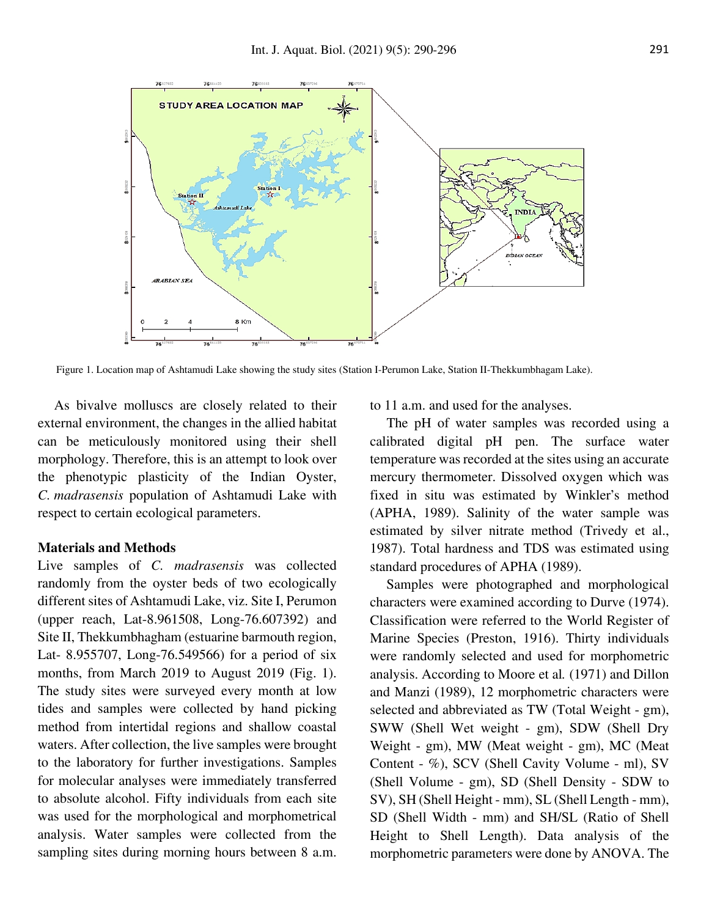Figure 1. Location map of Ashtamudi Lake showing the study sites (Station I-Perumon Lake, Station II-Thekkumbhagam Lake).

As bivalve molluscs are closely related to their external environment, the changes in the allied habitat can be meticulously monitored using their shell morphology. Therefore, this is an attempt to look over the phenotypic plasticity of the Indian Oyster, *C. madrasensis* population of Ashtamudi Lake with respect to certain ecological parameters.

## Materials and Methods

Live samples of *C. madrasensis* was collected randomly from the oyster beds of two ecologically different sites of Ashtamudi Lake, viz. Site I, Perumon (upper reach, Lat-8.961508, Long-76.607392) and Site II, Thekkumbhagham (estuarine barmouth region, Lat- 8.955707, Long-76.549566) for a period of six months, from March 2019 to August 2019 (Fig. 1). The study sites were surveyed every month at low tides and samples were collected by hand picking method from intertidal regions and shallow coastal waters. After collection, the live samples were brought to the laboratory for further investigations. Samples for molecular analyses were immediately transferred to absolute alcohol. Fifty individuals from each site was used for the morphological and morphometrical analysis. Water samples were collected from the sampling sites during morning hours between 8 a.m. to 11 a.m. and used for the analyses.

The pH of water samples was recorded using a calibrated digital pH pen. The surface water temperature was recorded at the sites using an accurate mercury thermometer. Dissolved oxygen which was fixed in situ was estimated by Winkler's method (APHA, 1989). Salinity of the water sample was estimated by silver nitrate method (Trivedy et al., 1987). Total hardness and TDS was estimated using standard procedures of APHA (1989).

Samples were photographed and morphological characters were examined according to Durve (1974). Classification were referred to the World Register of Marine Species (Preston, 1916). Thirty individuals were randomly selected and used for morphometric analysis. According to Moore et al*.* (1971) and Dillon and Manzi (1989), 12 morphometric characters were selected and abbreviated as TW (Total Weight - gm), SWW (Shell Wet weight - gm), SDW (Shell Dry Weight - gm), MW (Meat weight - gm), MC (Meat Content - %), SCV (Shell Cavity Volume - ml), SV (Shell Volume - gm), SD (Shell Density - SDW to SV), SH (Shell Height - mm), SL (Shell Length - mm), SD (Shell Width - mm) and SH/SL (Ratio of Shell Height to Shell Length). Data analysis of the morphometric parameters were done by ANOVA. The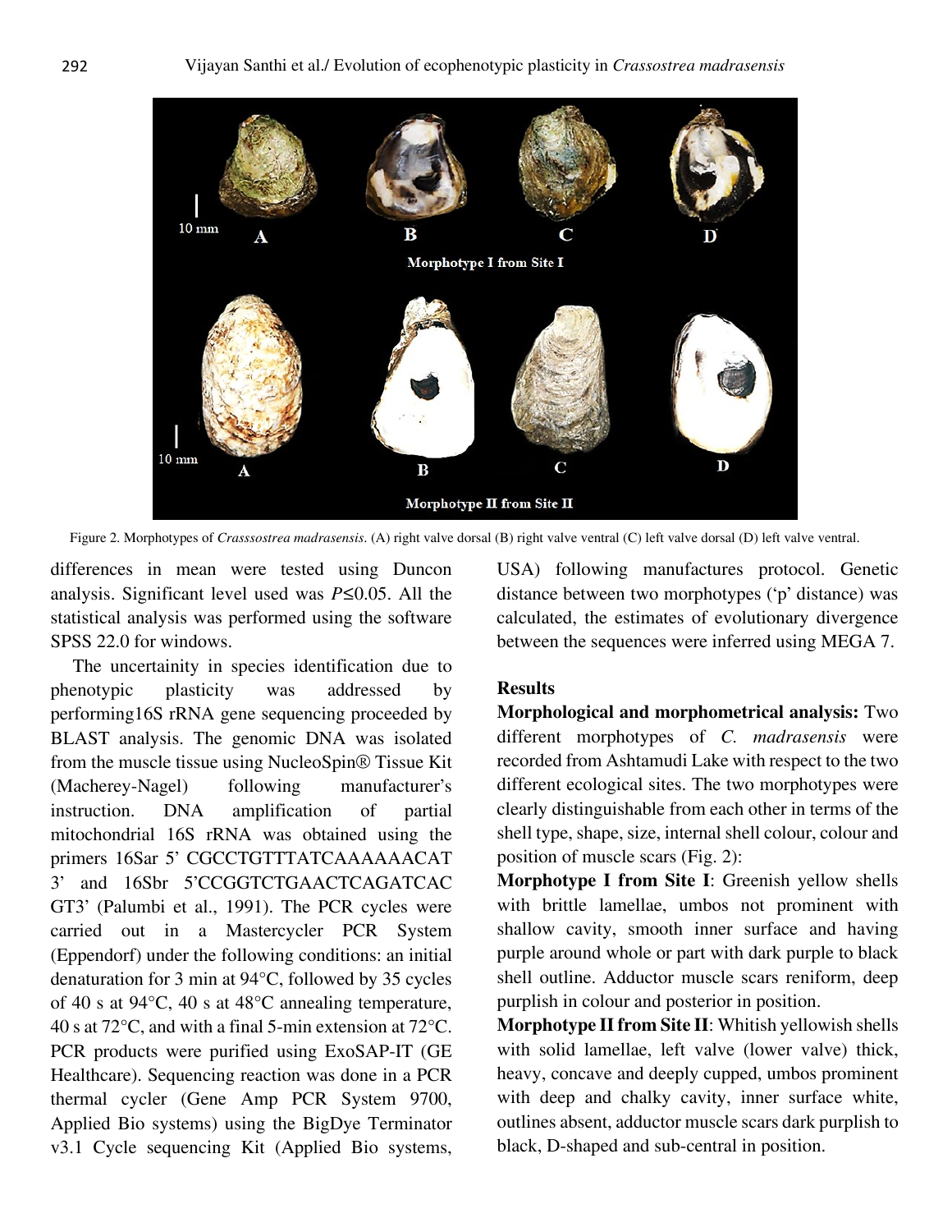Figure 2. Morphotypes of *Crasssostrea madrasensis*. (A) right valve dorsal (B) right valve ventral (C) left valve dorsal (D) left valve ventral.

differences in mean were tested using Duncon analysis. Significant level used was $P \leq 0.05$. All the statistical analysis was performed using the software SPSS 22.0 for windows.

The uncertainity in species identification due to phenotypic plasticity was addressed by performing16S rRNA gene sequencing proceeded by BLAST analysis. The genomic DNA was isolated from the muscle tissue using NucleoSpin® Tissue Kit (Macherey-Nagel) following manufacturer's instruction. DNA amplification of partial mitochondrial 16S rRNA was obtained using the primers 16Sar 5' CGCCTGTTTATCAAAAACAT 3' and 16Sbr 5'CCGGTCTGAACTCAGATCAC GT3' (Palumbi et al., 1991). The PCR cycles were carried out in a Mastercycler PCR System (Eppendorf) under the following conditions: an initial denaturation for 3 min at 94°C, followed by 35 cycles of 40 s at 94°C, 40 s at 48°C annealing temperature, 40 s at 72°C, and with a final 5-min extension at 72°C. PCR products were purified using ExoSAP-IT (GE Healthcare). Sequencing reaction was done in a PCR thermal cycler (Gene Amp PCR System 9700, Applied Bio systems) using the BigDye Terminator v3.1 Cycle sequencing Kit (Applied Bio systems, USA) following manufactures protocol. Genetic distance between two morphotypes ('p' distance) was calculated, the estimates of evolutionary divergence between the sequences were inferred using MEGA 7.

## Results

**Morphological and morphometrical analysis:** Two different morphotypes of *C. madrasensis* were recorded from Ashtamudi Lake with respect to the two different ecological sites. The two morphotypes were clearly distinguishable from each other in terms of the shell type, shape, size, internal shell colour, colour and position of muscle scars (Fig. 2):

**Morphotype I from Site I**: Greenish yellow shells with brittle lamellae, umbos not prominent with shallow cavity, smooth inner surface and having purple around whole or part with dark purple to black shell outline. Adductor muscle scars reniform, deep purplish in colour and posterior in position.

**Morphotype II from Site II**: Whitish yellowish shells with solid lamellae, left valve (lower valve) thick, heavy, concave and deeply cupped, umbos prominent with deep and chalky cavity, inner surface white, outlines absent, adductor muscle scars dark purplish to black, D-shaped and sub-central in position.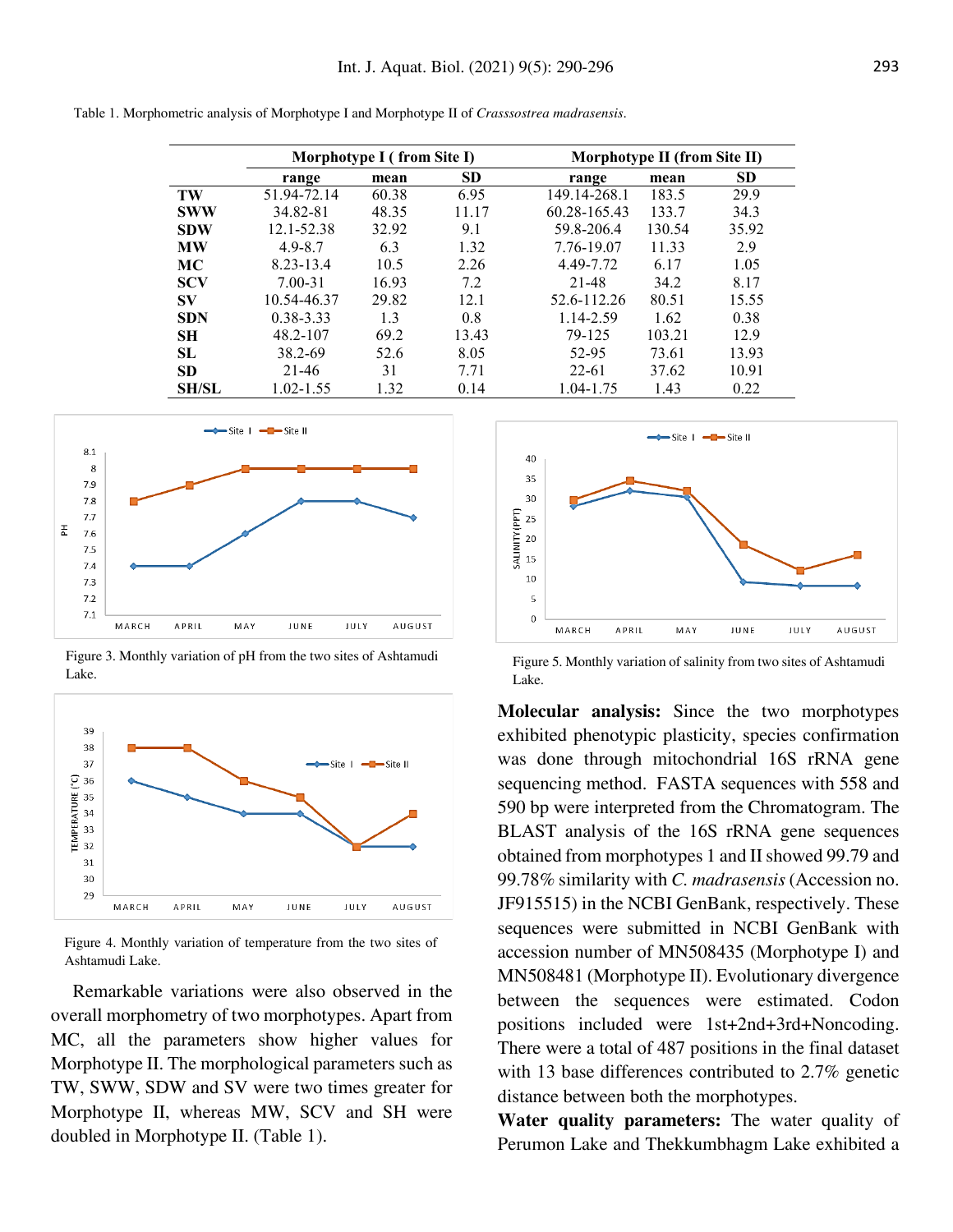Table 1. Morphometric analysis of Morphotype I and Morphotype II of *Crasssostrea madrasensis*.

| | Morphotype I ( from Site I) | | | Morphotype II (from Site II) | | |
|---|---|---|---|---|---|---|
| | range | mean | SD | range | mean | SD |
| **TW** | 51.94-72.14 | 60.38 | 6.95 | 149.14-268.1 | 183.5 | 29.9 |
| **SWW** | 34.82-81 | 48.35 | 11.17 | 60.28-165.43 | 133.7 | 34.3 |
| **SDW** | 12.1-52.38 | 32.92 | 9.1 | 59.8-206.4 | 130.54 | 35.92 |
| **MW** | 4.9-8.7 | 6.3 | 1.32 | 7.76-19.07 | 11.33 | 2.9 |
| **MC** | 8.23-13.4 | 10.5 | 2.26 | 4.49-7.72 | 6.17 | 1.05 |
| **SCV** | 7.00-31 | 16.93 | 7.2 | 21-48 | 34.2 | 8.17 |
| **SV** | 10.54-46.37 | 29.82 | 12.1 | 52.6-112.26 | 80.51 | 15.55 |
| **SDN** | 0.38-3.33 | 1.3 | 0.8 | 1.14-2.59 | 1.62 | 0.38 |
| **SH** | 48.2-107 | 69.2 | 13.43 | 79-125 | 103.21 | 12.9 |
| **SL** | 38.2-69 | 52.6 | 8.05 | 52-95 | 73.61 | 13.93 |
| **SD** | 21-46 | 31 | 7.71 | 22-61 | 37.62 | 10.91 |
| **SH/SL** | 1.02-1.55 | 1.32 | 0.14 | 1.04-1.75 | 1.43 | 0.22 |

Figure 3. Monthly variation of pH from the two sites of Ashtamudi Lake.

Figure 4. Monthly variation of temperature from the two sites of Ashtamudi Lake.

Remarkable variations were also observed in the overall morphometry of two morphotypes. Apart from MC, all the parameters show higher values for Morphotype II. The morphological parameters such as TW, SWW, SDW and SV were two times greater for Morphotype II, whereas MW, SCV and SH were doubled in Morphotype II. (Table 1).

Figure 5. Monthly variation of salinity from two sites of Ashtamudi Lake.

**Molecular analysis:** Since the two morphotypes exhibited phenotypic plasticity, species confirmation was done through mitochondrial 16S rRNA gene sequencing method. FASTA sequences with 558 and 590 bp were interpreted from the Chromatogram. The BLAST analysis of the 16S rRNA gene sequences obtained from morphotypes 1 and II showed 99.79 and 99.78% similarity with *C. madrasensis* (Accession no. JF915515) in the NCBI GenBank, respectively. These sequences were submitted in NCBI GenBank with accession number of MN508435 (Morphotype I) and MN508481 (Morphotype II). Evolutionary divergence between the sequences were estimated. Codon positions included were 1st+2nd+3rd+Noncoding. There were a total of 487 positions in the final dataset with 13 base differences contributed to 2.7% genetic distance between both the morphotypes.

**Water quality parameters:** The water quality of Perumon Lake and Thekkumbhagm Lake exhibited a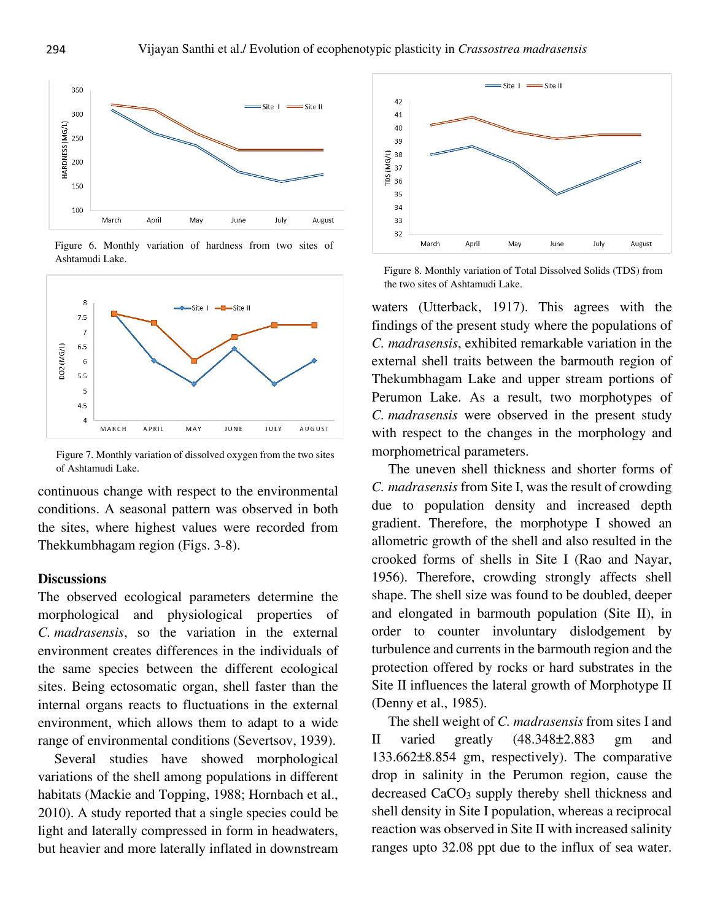Figure 6. Monthly variation of hardness from two sites of Ashtamudi Lake.

Figure 7. Monthly variation of dissolved oxygen from the two sites of Ashtamudi Lake.

Figure 8. Monthly variation of Total Dissolved Solids (TDS) from the two sites of Ashtamudi Lake.

continuous change with respect to the environmental conditions. A seasonal pattern was observed in both the sites, where highest values were recorded from Thekkumbhagam region (Figs. 3-8).

## Discussions

The observed ecological parameters determine the morphological and physiological properties of *C. madrasensis*, so the variation in the external environment creates differences in the individuals of the same species between the different ecological sites. Being ectosomatic organ, shell faster than the internal organs reacts to fluctuations in the external environment, which allows them to adapt to a wide range of environmental conditions (Severtsov, 1939).

Several studies have showed morphological variations of the shell among populations in different habitats (Mackie and Topping, 1988; Hornbach et al., 2010). A study reported that a single species could be light and laterally compressed in form in headwaters, but heavier and more laterally inflated in downstream waters (Utterback, 1917). This agrees with the findings of the present study where the populations of *C. madrasensis*, exhibited remarkable variation in the external shell traits between the barmouth region of Thekumbhagam Lake and upper stream portions of Perumon Lake. As a result, two morphotypes of *C. madrasensis* were observed in the present study with respect to the changes in the morphology and morphometrical parameters.

The uneven shell thickness and shorter forms of *C. madrasensis* from Site I, was the result of crowding due to population density and increased depth gradient. Therefore, the morphotype I showed an allometric growth of the shell and also resulted in the crooked forms of shells in Site I (Rao and Nayar, 1956). Therefore, crowding strongly affects shell shape. The shell size was found to be doubled, deeper and elongated in barmouth population (Site II), in order to counter involuntary dislodgement by turbulence and currents in the barmouth region and the protection offered by rocks or hard substrates in the Site II influences the lateral growth of Morphotype II (Denny et al., 1985).

The shell weight of *C. madrasensis* from sites I and II varied greatly (48.348±2.883 gm and 133.662±8.854 gm, respectively). The comparative drop in salinity in the Perumon region, cause the decreased $CaCO_3$ supply thereby shell thickness and shell density in Site I population, whereas a reciprocal reaction was observed in Site II with increased salinity ranges upto 32.08 ppt due to the influx of sea water.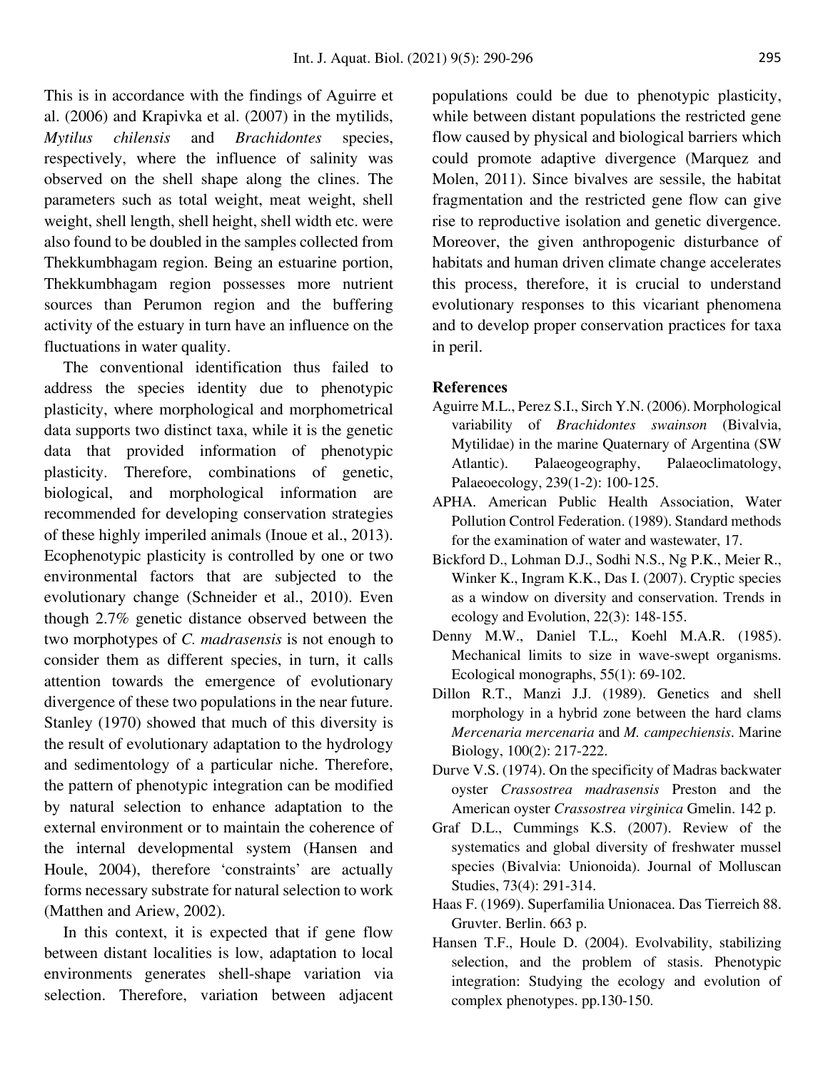This is in accordance with the findings of Aguirre et al. (2006) and Krapivka et al. (2007) in the mytilids, *Mytilus chilensis* and *Brachidontes* species, respectively, where the influence of salinity was observed on the shell shape along the clines. The parameters such as total weight, meat weight, shell weight, shell length, shell height, shell width etc. were also found to be doubled in the samples collected from Thekkumbhagam region. Being an estuarine portion, Thekkumbhagam region possesses more nutrient sources than Perumon region and the buffering activity of the estuary in turn have an influence on the fluctuations in water quality.

The conventional identification thus failed to address the species identity due to phenotypic plasticity, where morphological and morphometrical data supports two distinct taxa, while it is the genetic data that provided information of phenotypic plasticity. Therefore, combinations of genetic, biological, and morphological information are recommended for developing conservation strategies of these highly imperiled animals (Inoue et al., 2013). Ecophenotypic plasticity is controlled by one or two environmental factors that are subjected to the evolutionary change (Schneider et al., 2010). Even though 2.7% genetic distance observed between the two morphotypes of *C. madrasensis* is not enough to consider them as different species, in turn, it calls attention towards the emergence of evolutionary divergence of these two populations in the near future. Stanley (1970) showed that much of this diversity is the result of evolutionary adaptation to the hydrology and sedimentology of a particular niche. Therefore, the pattern of phenotypic integration can be modified by natural selection to enhance adaptation to the external environment or to maintain the coherence of the internal developmental system (Hansen and Houle, 2004), therefore 'constraints' are actually forms necessary substrate for natural selection to work (Matthen and Ariew, 2002).

In this context, it is expected that if gene flow between distant localities is low, adaptation to local environments generates shell-shape variation via selection. Therefore, variation between adjacent populations could be due to phenotypic plasticity, while between distant populations the restricted gene flow caused by physical and biological barriers which could promote adaptive divergence (Marquez and Molen, 2011). Since bivalves are sessile, the habitat fragmentation and the restricted gene flow can give rise to reproductive isolation and genetic divergence. Moreover, the given anthropogenic disturbance of habitats and human driven climate change accelerates this process, therefore, it is crucial to understand evolutionary responses to this vicariant phenomena and to develop proper conservation practices for taxa in peril.

## References

Aguirre M.L., Perez S.I., Sirch Y.N. (2006). Morphological variability of *Brachidontes swainson* (Bivalvia, Mytilidae) in the marine Quaternary of Argentina (SW Atlantic). Palaeogeography, Palaeoclimatology, Palaeoecology, 239(1-2): 100-125.

APHA. American Public Health Association, Water Pollution Control Federation. (1989). Standard methods for the examination of water and wastewater, 17.

Bickford D., Lohman D.J., Sodhi N.S., Ng P.K., Meier R., Winker K., Ingram K.K., Das I. (2007). Cryptic species as a window on diversity and conservation. Trends in ecology and Evolution, 22(3): 148-155.

Denny M.W., Daniel T.L., Koehl M.A.R. (1985). Mechanical limits to size in wave-swept organisms. Ecological monographs, 55(1): 69-102.

Dillon R.T., Manzi J.J. (1989). Genetics and shell morphology in a hybrid zone between the hard clams *Mercenaria mercenaria* and *M. campechiensis*. Marine Biology, 100(2): 217-222.

Durve V.S. (1974). On the specificity of Madras backwater oyster *Crassostrea madrasensis* Preston and the American oyster *Crassostrea virginica* Gmelin. 142 p.

Graf D.L., Cummings K.S. (2007). Review of the systematics and global diversity of freshwater mussel species (Bivalvia: Unionoida). Journal of Molluscan Studies, 73(4): 291-314.

Haas F. (1969). Superfamilia Unionacea. Das Tierreich 88. Gruvter. Berlin. 663 p.

Hansen T.F., Houle D. (2004). Evolvability, stabilizing selection, and the problem of stasis. Phenotypic integration: Studying the ecology and evolution of complex phenotypes. pp.130-150.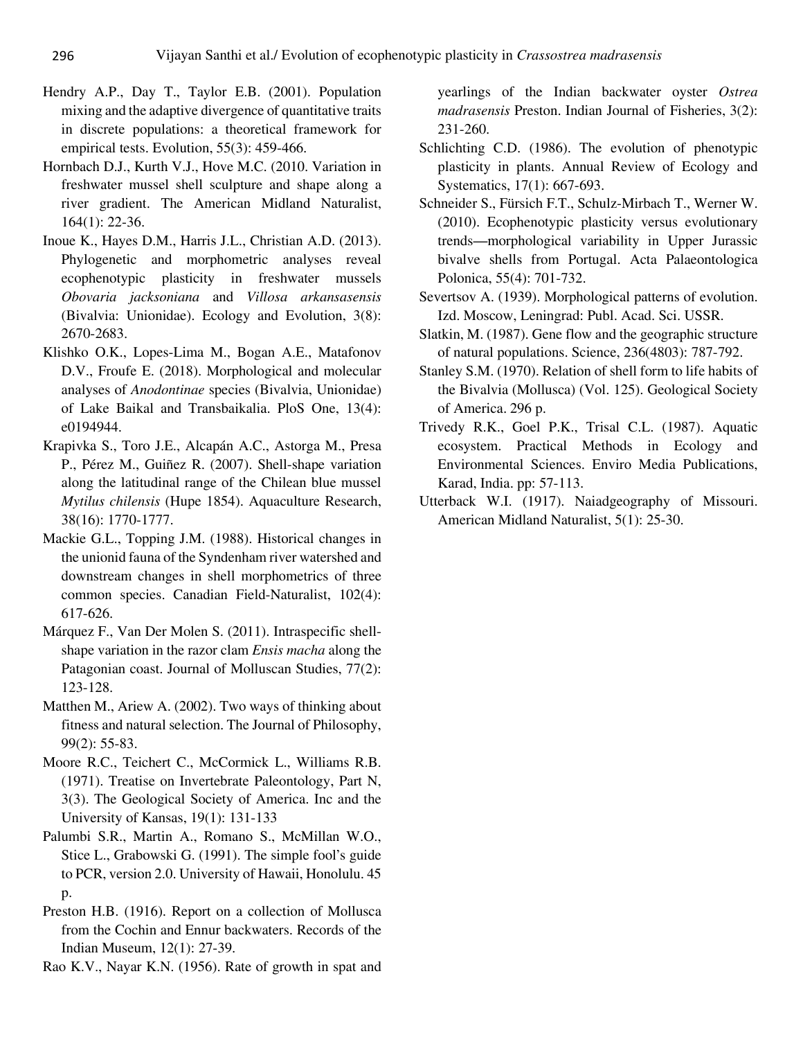Hendry A.P., Day T., Taylor E.B. (2001). Population mixing and the adaptive divergence of quantitative traits in discrete populations: a theoretical framework for empirical tests. Evolution, 55(3): 459-466.

Hornbach D.J., Kurth V.J., Hove M.C. (2010. Variation in freshwater mussel shell sculpture and shape along a river gradient. The American Midland Naturalist, 164(1): 22-36.

Inoue K., Hayes D.M., Harris J.L., Christian A.D. (2013). Phylogenetic and morphometric analyses reveal ecophenotypic plasticity in freshwater mussels *Obovaria jacksoniana* and *Villosa arkansasensis* (Bivalvia: Unionidae). Ecology and Evolution, 3(8): 2670-2683.

Klishko O.K., Lopes-Lima M., Bogan A.E., Matafonov D.V., Froufe E. (2018). Morphological and molecular analyses of *Anodontinae* species (Bivalvia, Unionidae) of Lake Baikal and Transbaikalia. PloS One, 13(4): e0194944.

Krapivka S., Toro J.E., Alcapán A.C., Astorga M., Presa P., Pérez M., Guiñez R. (2007). Shell-shape variation along the latitudinal range of the Chilean blue mussel *Mytilus chilensis* (Hupe 1854). Aquaculture Research, 38(16): 1770-1777.

Mackie G.L., Topping J.M. (1988). Historical changes in the unionid fauna of the Syndenham river watershed and downstream changes in shell morphometrics of three common species. Canadian Field-Naturalist, 102(4): 617-626.

Márquez F., Van Der Molen S. (2011). Intraspecific shell-shape variation in the razor clam *Ensis macha* along the Patagonian coast. Journal of Molluscan Studies, 77(2): 123-128.

Matthen M., Ariew A. (2002). Two ways of thinking about fitness and natural selection. The Journal of Philosophy, 99(2): 55-83.

Moore R.C., Teichert C., McCormick L., Williams R.B. (1971). Treatise on Invertebrate Paleontology, Part N, 3(3). The Geological Society of America. Inc and the University of Kansas, 19(1): 131-133

Palumbi S.R., Martin A., Romano S., McMillan W.O., Stice L., Grabowski G. (1991). The simple fool's guide to PCR, version 2.0. University of Hawaii, Honolulu. 45 p.

Preston H.B. (1916). Report on a collection of Mollusca from the Cochin and Ennur backwaters. Records of the Indian Museum, 12(1): 27-39.

Rao K.V., Nayar K.N. (1956). Rate of growth in spat and yearlings of the Indian backwater oyster *Ostrea madrasensis* Preston. Indian Journal of Fisheries, 3(2): 231-260.

Schlichting C.D. (1986). The evolution of phenotypic plasticity in plants. Annual Review of Ecology and Systematics, 17(1): 667-693.

Schneider S., Fürsich F.T., Schulz-Mirbach T., Werner W. (2010). Ecophenotypic plasticity versus evolutionary trends—morphological variability in Upper Jurassic bivalve shells from Portugal. Acta Palaeontologica Polonica, 55(4): 701-732.

Severtsov A. (1939). Morphological patterns of evolution. Izd. Moscow, Leningrad: Publ. Acad. Sci. USSR.

Slatkin, M. (1987). Gene flow and the geographic structure of natural populations. Science, 236(4803): 787-792.

Stanley S.M. (1970). Relation of shell form to life habits of the Bivalvia (Mollusca) (Vol. 125). Geological Society of America. 296 p.

Trivedy R.K., Goel P.K., Trisal C.L. (1987). Aquatic ecosystem. Practical Methods in Ecology and Environmental Sciences. Enviro Media Publications, Karad, India. pp: 57-113.

Utterback W.I. (1917). Naiadgeography of Missouri. American Midland Naturalist, 5(1): 25-30.